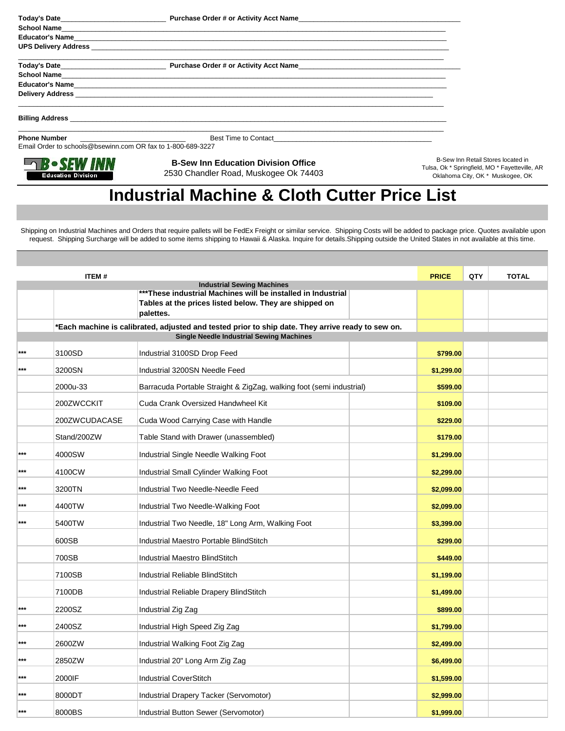Today's Date\_\_\_\_\_\_\_\_\_\_\_\_\_\_\_\_\_\_\_\_\_\_\_\_\_\_ **Purchase Order # or Activity Acct Name**\_\_\_\_\_\_\_\_\_\_\_\_\_\_\_\_\_\_\_\_\_\_\_\_\_\_\_\_\_\_\_\_\_\_\_\_\_\_\_\_

**School Name**\_\_\_\_\_\_\_\_\_\_\_\_\_\_\_\_\_\_\_\_\_\_\_\_\_\_\_\_\_\_\_\_\_\_\_\_\_\_\_\_\_\_\_\_\_\_\_\_\_\_\_\_\_\_\_\_\_\_\_\_\_\_\_\_\_\_

**Educator's Name**\_\_\_\_\_\_\_\_\_\_\_\_\_\_\_\_\_\_\_\_\_\_\_\_\_\_\_\_\_\_\_\_\_\_\_\_\_\_\_\_\_\_\_\_\_\_\_\_\_\_\_\_\_\_\_\_\_\_\_\_\_\_

**UPS Delivery Address** \_\_\_\_\_\_\_\_\_\_\_\_\_\_\_\_\_\_\_\_\_\_\_\_\_\_\_\_\_\_\_\_\_\_\_\_\_\_\_\_\_\_\_\_\_\_\_\_\_\_\_\_\_\_\_\_\_

**Today's Date**\_\_\_\_\_\_\_\_\_\_\_\_\_\_\_\_\_\_\_\_\_\_\_\_\_\_ **Purchase Order # or Activity Acct Name**\_\_\_\_\_\_\_\_\_\_\_\_\_\_\_\_\_\_\_\_\_\_\_\_\_\_\_\_\_\_\_\_\_\_\_\_\_\_\_\_

**School Name**\_\_\_\_\_\_\_\_\_\_\_\_\_\_\_\_\_\_\_\_\_\_\_\_\_\_\_\_\_\_\_\_\_\_\_\_\_\_\_\_\_\_\_\_\_\_\_\_\_\_\_\_\_\_\_\_\_\_\_\_\_\_\_\_\_\_

**Educator's Name**\_\_\_\_\_\_\_\_\_\_\_\_\_\_\_\_\_\_\_\_\_\_\_\_\_\_\_\_\_\_\_\_\_\_\_\_\_\_\_\_\_\_\_\_\_\_\_\_\_\_\_\_\_\_\_\_\_\_\_\_\_\_

**Delivery Address** \_\_\_\_\_\_\_\_\_\_\_\_\_\_\_\_\_\_\_\_\_\_\_\_\_\_\_\_\_\_\_\_\_\_\_\_\_\_\_\_\_\_\_\_\_\_\_\_\_\_\_\_\_\_\_\_\_\_\_\_

**Billing Address** \_\_\_\_\_\_\_\_\_\_\_\_\_\_\_\_\_\_\_\_\_\_\_\_\_\_\_\_\_\_\_\_\_\_\_\_\_\_\_\_\_\_\_\_\_\_\_\_\_\_\_\_\_\_\_\_\_\_\_\_\_\_

**Phone Number** \_\_\_\_\_\_\_\_\_\_\_\_\_\_\_\_\_\_\_\_\_\_\_\_\_\_\_\_ Best Time to Contact\_\_\_\_\_\_\_\_\_\_\_\_\_\_\_\_\_\_\_\_\_\_\_\_\_\_\_\_\_\_\_\_\_\_\_\_\_\_\_\_

Email Order to schools@bsewinn.com OR fax to 1-800-689-3227

**B • SEW INN** Education Division

**B-Sew Inn Education Division Office**
2530 Chandler Road, Muskogee Ok 74403

B-Sew Inn Retail Stores located in Tulsa, Ok * Springfield, MO * Fayetteville, AR Oklahoma City, OK * Muskogee, OK

# Industrial Machine & Cloth Cutter Price List

Shipping on Industrial Machines and Orders that require pallets will be FedEx Freight or similar service. Shipping Costs will be added to package price. Quotes available upon request. Shipping Surcharge will be added to some items shipping to Hawaii & Alaska. Inquire for details.Shipping outside the United States in not available at this time.

| | ITEM # | | PRICE | QTY | TOTAL |
|---|---|---|---|---|---|
| | | **Industrial Sewing Machines** | | | |
| | | **\*\*\*These industrial Machines will be installed in Industrial Tables at the prices listed below. They are shipped on palettes.** | | | |
| | **\*Each machine is calibrated, adjusted and tested prior to ship date. They arrive ready to sew on.** | | | | |
| | | **Single Needle Industrial Sewing Machines** | | | |
| *** | 3100SD | Industrial 3100SD Drop Feed | $799.00 | | |
| *** | 3200SN | Industrial 3200SN Needle Feed | $1,299.00 | | |
| | 2000u-33 | Barracuda Portable Straight & ZigZag, walking foot (semi industrial) | $599.00 | | |
| | 200ZWCCKIT | Cuda Crank Oversized Handwheel Kit | $109.00 | | |
| | 200ZWCUDACASE | Cuda Wood Carrying Case with Handle | $229.00 | | |
| | Stand/200ZW | Table Stand with Drawer (unassembled) | $179.00 | | |
| *** | 4000SW | Industrial Single Needle Walking Foot | $1,299.00 | | |
| *** | 4100CW | Industrial Small Cylinder Walking Foot | $2,299.00 | | |
| *** | 3200TN | Industrial Two Needle-Needle Feed | $2,099.00 | | |
| *** | 4400TW | Industrial Two Needle-Walking Foot | $2,099.00 | | |
| *** | 5400TW | Industrial Two Needle, 18" Long Arm, Walking Foot | $3,399.00 | | |
| | 600SB | Industrial Maestro Portable BlindStitch | $299.00 | | |
| | 700SB | Industrial Maestro BlindStitch | $449.00 | | |
| | 7100SB | Industrial Reliable BlindStitch | $1,199.00 | | |
| | 7100DB | Industrial Reliable Drapery BlindStitch | $1,499.00 | | |
| *** | 2200SZ | Industrial Zig Zag | $899.00 | | |
| *** | 2400SZ | Industrial High Speed Zig Zag | $1,799.00 | | |
| *** | 2600ZW | Industrial Walking Foot Zig Zag | $2,499.00 | | |
| *** | 2850ZW | Industrial 20" Long Arm Zig Zag | $6,499.00 | | |
| *** | 2000IF | Industrial CoverStitch | $1,599.00 | | |
| *** | 8000DT | Industrial Drapery Tacker (Servomotor) | $2,999.00 | | |
| *** | 8000BS | Industrial Button Sewer (Servomotor) | $1,999.00 | | |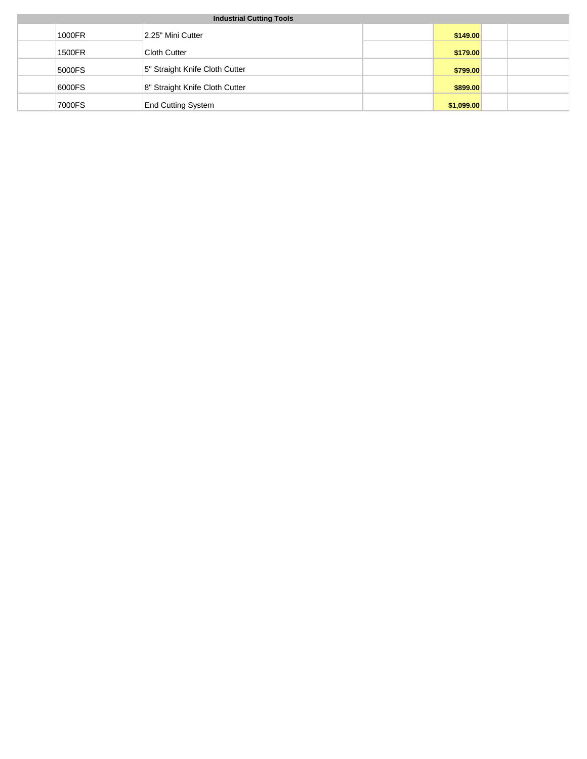| Industrial Cutting Tools | | | | | | |
|---|---|---|---|---|---|---|
| | 1000FR | 2.25" Mini Cutter | | $149.00 | | |
| | 1500FR | Cloth Cutter | | $179.00 | | |
| | 5000FS | 5" Straight Knife Cloth Cutter | | $799.00 | | |
| | 6000FS | 8" Straight Knife Cloth Cutter | | $899.00 | | |
| | 7000FS | End Cutting System | | $1,099.00 | | |